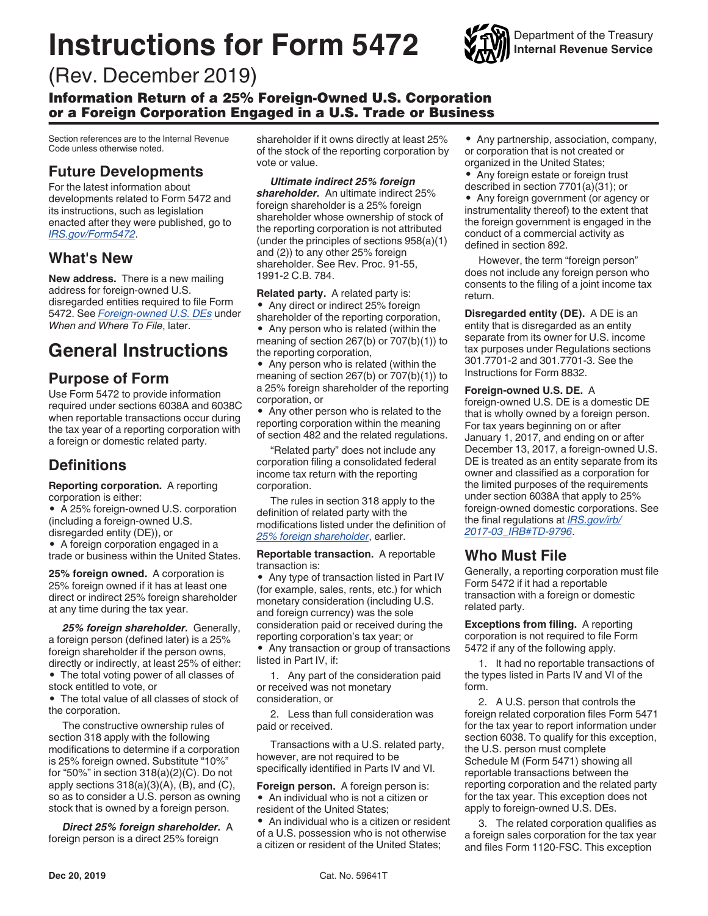# Instructions for Form 5472

Department of the Treasury
**Internal Revenue Service**

(Rev. December 2019)

## Information Return of a 25% Foreign-Owned U.S. Corporation or a Foreign Corporation Engaged in a U.S. Trade or Business

Section references are to the Internal Revenue Code unless otherwise noted.

## Future Developments

For the latest information about developments related to Form 5472 and its instructions, such as legislation enacted after they were published, go to *IRS.gov/Form5472*.

## What's New

**New address.** There is a new mailing address for foreign-owned U.S. disregarded entities required to file Form 5472. See *Foreign-owned U.S. DEs* under *When and Where To File*, later.

# General Instructions

## Purpose of Form

Use Form 5472 to provide information required under sections 6038A and 6038C when reportable transactions occur during the tax year of a reporting corporation with a foreign or domestic related party.

## Definitions

**Reporting corporation.** A reporting corporation is either:

- A 25% foreign-owned U.S. corporation (including a foreign-owned U.S. disregarded entity (DE)), or
- A foreign corporation engaged in a trade or business within the United States.

**25% foreign owned.** A corporation is 25% foreign owned if it has at least one direct or indirect 25% foreign shareholder at any time during the tax year.

***25% foreign shareholder.*** Generally, a foreign person (defined later) is a 25% foreign shareholder if the person owns, directly or indirectly, at least 25% of either:

- The total voting power of all classes of stock entitled to vote, or
- The total value of all classes of stock of the corporation.

The constructive ownership rules of section 318 apply with the following modifications to determine if a corporation is 25% foreign owned. Substitute "10%" for "50%" in section 318(a)(2)(C). Do not apply sections 318(a)(3)(A), (B), and (C), so as to consider a U.S. person as owning stock that is owned by a foreign person.

***Direct 25% foreign shareholder.*** A foreign person is a direct 25% foreign shareholder if it owns directly at least 25% of the stock of the reporting corporation by vote or value.

***Ultimate indirect 25% foreign shareholder.*** An ultimate indirect 25% foreign shareholder is a 25% foreign shareholder whose ownership of stock of the reporting corporation is not attributed (under the principles of sections 958(a)(1) and (2)) to any other 25% foreign shareholder. See Rev. Proc. 91-55, 1991-2 C.B. 784.

**Related party.** A related party is:

- Any direct or indirect 25% foreign shareholder of the reporting corporation,
- Any person who is related (within the meaning of section 267(b) or 707(b)(1)) to the reporting corporation,
- Any person who is related (within the meaning of section 267(b) or 707(b)(1)) to a 25% foreign shareholder of the reporting corporation, or
- Any other person who is related to the reporting corporation within the meaning of section 482 and the related regulations.

"Related party" does not include any corporation filing a consolidated federal income tax return with the reporting corporation.

The rules in section 318 apply to the definition of related party with the modifications listed under the definition of *25% foreign shareholder*, earlier.

**Reportable transaction.** A reportable transaction is:

- Any type of transaction listed in Part IV (for example, sales, rents, etc.) for which monetary consideration (including U.S. and foreign currency) was the sole consideration paid or received during the reporting corporation's tax year; or
- Any transaction or group of transactions listed in Part IV, if:

1. Any part of the consideration paid or received was not monetary consideration, or
2. Less than full consideration was paid or received.

Transactions with a U.S. related party, however, are not required to be specifically identified in Parts IV and VI.

**Foreign person.** A foreign person is:

- An individual who is not a citizen or resident of the United States;
- An individual who is a citizen or resident of a U.S. possession who is not otherwise a citizen or resident of the United States;
- Any partnership, association, company, or corporation that is not created or organized in the United States;
- Any foreign estate or foreign trust described in section 7701(a)(31); or
- Any foreign government (or agency or instrumentality thereof) to the extent that the foreign government is engaged in the conduct of a commercial activity as defined in section 892.

However, the term "foreign person" does not include any foreign person who consents to the filing of a joint income tax return.

**Disregarded entity (DE).** A DE is an entity that is disregarded as an entity separate from its owner for U.S. income tax purposes under Regulations sections 301.7701-2 and 301.7701-3. See the Instructions for Form 8832.

**Foreign-owned U.S. DE.** A foreign-owned U.S. DE is a domestic DE that is wholly owned by a foreign person. For tax years beginning on or after January 1, 2017, and ending on or after December 13, 2017, a foreign-owned U.S. DE is treated as an entity separate from its owner and classified as a corporation for the limited purposes of the requirements under section 6038A that apply to 25% foreign-owned domestic corporations. See the final regulations at *IRS.gov/irb/2017-03_IRB#TD-9796*.

## Who Must File

Generally, a reporting corporation must file Form 5472 if it had a reportable transaction with a foreign or domestic related party.

**Exceptions from filing.** A reporting corporation is not required to file Form 5472 if any of the following apply.

1. It had no reportable transactions of the types listed in Parts IV and VI of the form.
2. A U.S. person that controls the foreign related corporation files Form 5471 for the tax year to report information under section 6038. To qualify for this exception, the U.S. person must complete Schedule M (Form 5471) showing all reportable transactions between the reporting corporation and the related party for the tax year. This exception does not apply to foreign-owned U.S. DEs.
3. The related corporation qualifies as a foreign sales corporation for the tax year and files Form 1120-FSC. This exception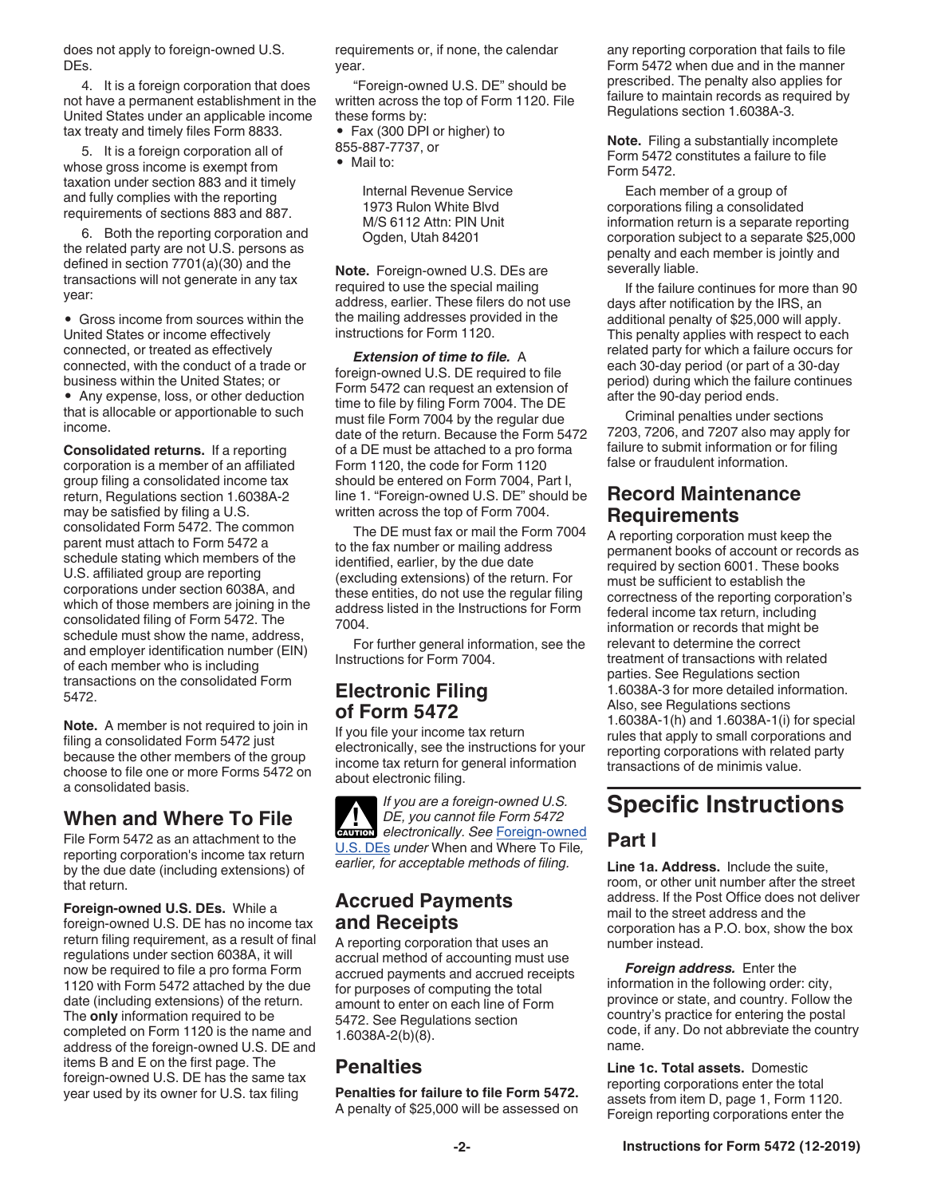does not apply to foreign-owned U.S. DEs.

4. It is a foreign corporation that does not have a permanent establishment in the United States under an applicable income tax treaty and timely files Form 8833.

5. It is a foreign corporation all of whose gross income is exempt from taxation under section 883 and it timely and fully complies with the reporting requirements of sections 883 and 887.

6. Both the reporting corporation and the related party are not U.S. persons as defined in section 7701(a)(30) and the transactions will not generate in any tax year:

- Gross income from sources within the United States or income effectively connected, or treated as effectively connected, with the conduct of a trade or business within the United States; or
- Any expense, loss, or other deduction that is allocable or apportionable to such income.

**Consolidated returns.** If a reporting corporation is a member of an affiliated group filing a consolidated income tax return, Regulations section 1.6038A-2 may be satisfied by filing a U.S. consolidated Form 5472. The common parent must attach to Form 5472 a schedule stating which members of the U.S. affiliated group are reporting corporations under section 6038A, and which of those members are joining in the consolidated filing of Form 5472. The schedule must show the name, address, and employer identification number (EIN) of each member who is including transactions on the consolidated Form 5472.

**Note.** A member is not required to join in filing a consolidated Form 5472 just because the other members of the group choose to file one or more Forms 5472 on a consolidated basis.

## When and Where To File

File Form 5472 as an attachment to the reporting corporation's income tax return by the due date (including extensions) of that return.

**Foreign-owned U.S. DEs.** While a foreign-owned U.S. DE has no income tax return filing requirement, as a result of final regulations under section 6038A, it will now be required to file a pro forma Form 1120 with Form 5472 attached by the due date (including extensions) of the return. The **only** information required to be completed on Form 1120 is the name and address of the foreign-owned U.S. DE and items B and E on the first page. The foreign-owned U.S. DE has the same tax year used by its owner for U.S. tax filing requirements or, if none, the calendar year.

"Foreign-owned U.S. DE" should be written across the top of Form 1120. File these forms by:

- Fax (300 DPI or higher) to 855-887-7737, or
- Mail to:

Internal Revenue Service
1973 Rulon White Blvd
M/S 6112 Attn: PIN Unit
Ogden, Utah 84201

**Note.** Foreign-owned U.S. DEs are required to use the special mailing address, earlier. These filers do not use the mailing addresses provided in the instructions for Form 1120.

***Extension of time to file.*** A foreign-owned U.S. DE required to file Form 5472 can request an extension of time to file by filing Form 7004. The DE must file Form 7004 by the regular due date of the return. Because the Form 5472 of a DE must be attached to a pro forma Form 1120, the code for Form 1120 should be entered on Form 7004, Part I, line 1. "Foreign-owned U.S. DE" should be written across the top of Form 7004.

The DE must fax or mail the Form 7004 to the fax number or mailing address identified, earlier, by the due date (excluding extensions) of the return. For these entities, do not use the regular filing address listed in the Instructions for Form 7004.

For further general information, see the Instructions for Form 7004.

## Electronic Filing of Form 5472

If you file your income tax return electronically, see the instructions for your income tax return for general information about electronic filing.

CAUTION: *If you are a foreign-owned U.S. DE, you cannot file Form 5472 electronically. See* Foreign-owned U.S. DEs *under* When and Where To File*, earlier, for acceptable methods of filing.*

## Accrued Payments and Receipts

A reporting corporation that uses an accrual method of accounting must use accrued payments and accrued receipts for purposes of computing the total amount to enter on each line of Form 5472. See Regulations section 1.6038A-2(b)(8).

## Penalties

**Penalties for failure to file Form 5472.** A penalty of $25,000 will be assessed on any reporting corporation that fails to file Form 5472 when due and in the manner prescribed. The penalty also applies for failure to maintain records as required by Regulations section 1.6038A-3.

**Note.** Filing a substantially incomplete Form 5472 constitutes a failure to file Form 5472.

Each member of a group of corporations filing a consolidated information return is a separate reporting corporation subject to a separate $25,000 penalty and each member is jointly and severally liable.

If the failure continues for more than 90 days after notification by the IRS, an additional penalty of $25,000 will apply. This penalty applies with respect to each related party for which a failure occurs for each 30-day period (or part of a 30-day period) during which the failure continues after the 90-day period ends.

Criminal penalties under sections 7203, 7206, and 7207 also may apply for failure to submit information or for filing false or fraudulent information.

## Record Maintenance Requirements

A reporting corporation must keep the permanent books of account or records as required by section 6001. These books must be sufficient to establish the correctness of the reporting corporation's federal income tax return, including information or records that might be relevant to determine the correct treatment of transactions with related parties. See Regulations section 1.6038A-3 for more detailed information. Also, see Regulations sections 1.6038A-1(h) and 1.6038A-1(i) for special rules that apply to small corporations and reporting corporations with related party transactions of de minimis value.

# Specific Instructions

## Part I

**Line 1a. Address.** Include the suite, room, or other unit number after the street address. If the Post Office does not deliver mail to the street address and the corporation has a P.O. box, show the box number instead.

***Foreign address.*** Enter the information in the following order: city, province or state, and country. Follow the country's practice for entering the postal code, if any. Do not abbreviate the country name.

**Line 1c. Total assets.** Domestic reporting corporations enter the total assets from item D, page 1, Form 1120. Foreign reporting corporations enter the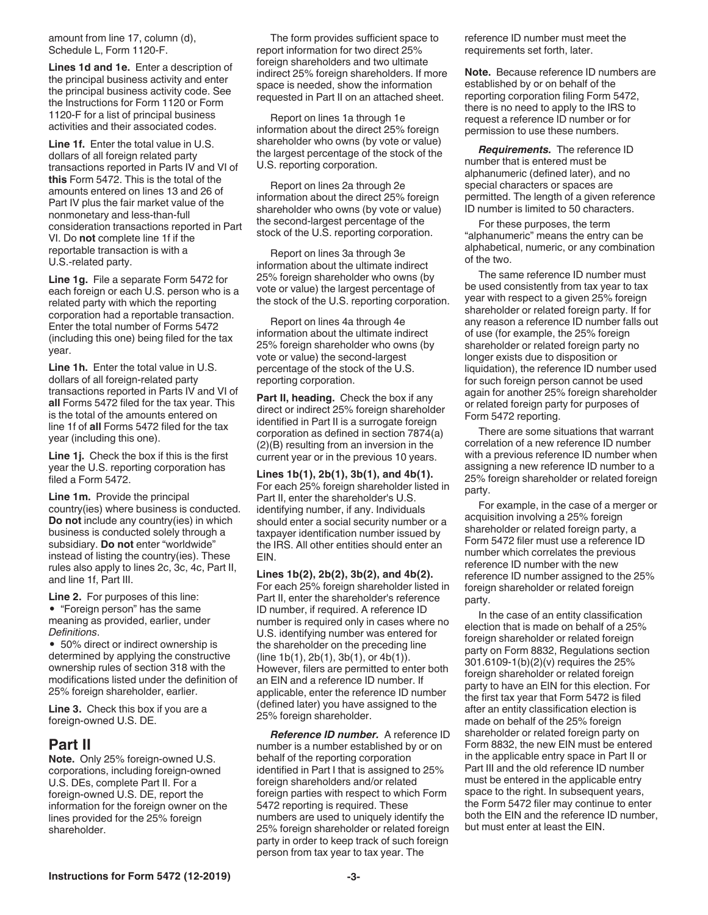amount from line 17, column (d), Schedule L, Form 1120-F.

**Lines 1d and 1e.** Enter a description of the principal business activity and enter the principal business activity code. See the Instructions for Form 1120 or Form 1120-F for a list of principal business activities and their associated codes.

**Line 1f.** Enter the total value in U.S. dollars of all foreign related party transactions reported in Parts IV and VI of **this** Form 5472. This is the total of the amounts entered on lines 13 and 26 of Part IV plus the fair market value of the nonmonetary and less-than-full consideration transactions reported in Part VI. Do **not** complete line 1f if the reportable transaction is with a U.S.-related party.

**Line 1g.** File a separate Form 5472 for each foreign or each U.S. person who is a related party with which the reporting corporation had a reportable transaction. Enter the total number of Forms 5472 (including this one) being filed for the tax year.

**Line 1h.** Enter the total value in U.S. dollars of all foreign-related party transactions reported in Parts IV and VI of **all** Forms 5472 filed for the tax year. This is the total of the amounts entered on line 1f of **all** Forms 5472 filed for the tax year (including this one).

**Line 1j.** Check the box if this is the first year the U.S. reporting corporation has filed a Form 5472.

**Line 1m.** Provide the principal country(ies) where business is conducted. **Do not** include any country(ies) in which business is conducted solely through a subsidiary. **Do not** enter "worldwide" instead of listing the country(ies). These rules also apply to lines 2c, 3c, 4c, Part II, and line 1f, Part III.

**Line 2.** For purposes of this line:

- "Foreign person" has the same meaning as provided, earlier, under *Definitions*.
- 50% direct or indirect ownership is determined by applying the constructive ownership rules of section 318 with the modifications listed under the definition of 25% foreign shareholder, earlier.

**Line 3.** Check this box if you are a foreign-owned U.S. DE.

## Part II

**Note.** Only 25% foreign-owned U.S. corporations, including foreign-owned U.S. DEs, complete Part II. For a foreign-owned U.S. DE, report the information for the foreign owner on the lines provided for the 25% foreign shareholder.

The form provides sufficient space to report information for two direct 25% foreign shareholders and two ultimate indirect 25% foreign shareholders. If more space is needed, show the information requested in Part II on an attached sheet.

Report on lines 1a through 1e information about the direct 25% foreign shareholder who owns (by vote or value) the largest percentage of the stock of the U.S. reporting corporation.

Report on lines 2a through 2e information about the direct 25% foreign shareholder who owns (by vote or value) the second-largest percentage of the stock of the U.S. reporting corporation.

Report on lines 3a through 3e information about the ultimate indirect 25% foreign shareholder who owns (by vote or value) the largest percentage of the stock of the U.S. reporting corporation.

Report on lines 4a through 4e information about the ultimate indirect 25% foreign shareholder who owns (by vote or value) the second-largest percentage of the stock of the U.S. reporting corporation.

**Part II, heading.** Check the box if any direct or indirect 25% foreign shareholder identified in Part II is a surrogate foreign corporation as defined in section 7874(a)(2)(B) resulting from an inversion in the current year or in the previous 10 years.

**Lines 1b(1), 2b(1), 3b(1), and 4b(1).** For each 25% foreign shareholder listed in Part II, enter the shareholder's U.S. identifying number, if any. Individuals should enter a social security number or a taxpayer identification number issued by the IRS. All other entities should enter an EIN.

**Lines 1b(2), 2b(2), 3b(2), and 4b(2).** For each 25% foreign shareholder listed in Part II, enter the shareholder's reference ID number, if required. A reference ID number is required only in cases where no U.S. identifying number was entered for the shareholder on the preceding line (line 1b(1), 2b(1), 3b(1), or 4b(1)). However, filers are permitted to enter both an EIN and a reference ID number. If applicable, enter the reference ID number (defined later) you have assigned to the 25% foreign shareholder.

***Reference ID number.*** A reference ID number is a number established by or on behalf of the reporting corporation identified in Part I that is assigned to 25% foreign shareholders and/or related foreign parties with respect to which Form 5472 reporting is required. These numbers are used to uniquely identify the 25% foreign shareholder or related foreign party in order to keep track of such foreign person from tax year to tax year. The reference ID number must meet the requirements set forth, later.

**Note.** Because reference ID numbers are established by or on behalf of the reporting corporation filing Form 5472, there is no need to apply to the IRS to request a reference ID number or for permission to use these numbers.

***Requirements.*** The reference ID number that is entered must be alphanumeric (defined later), and no special characters or spaces are permitted. The length of a given reference ID number is limited to 50 characters.

For these purposes, the term "alphanumeric" means the entry can be alphabetical, numeric, or any combination of the two.

The same reference ID number must be used consistently from tax year to tax year with respect to a given 25% foreign shareholder or related foreign party. If for any reason a reference ID number falls out of use (for example, the 25% foreign shareholder or related foreign party no longer exists due to disposition or liquidation), the reference ID number used for such foreign person cannot be used again for another 25% foreign shareholder or related foreign party for purposes of Form 5472 reporting.

There are some situations that warrant correlation of a new reference ID number with a previous reference ID number when assigning a new reference ID number to a 25% foreign shareholder or related foreign party.

For example, in the case of a merger or acquisition involving a 25% foreign shareholder or related foreign party, a Form 5472 filer must use a reference ID number which correlates the previous reference ID number with the new reference ID number assigned to the 25% foreign shareholder or related foreign party.

In the case of an entity classification election that is made on behalf of a 25% foreign shareholder or related foreign party on Form 8832, Regulations section 301.6109-1(b)(2)(v) requires the 25% foreign shareholder or related foreign party to have an EIN for this election. For the first tax year that Form 5472 is filed after an entity classification election is made on behalf of the 25% foreign shareholder or related foreign party on Form 8832, the new EIN must be entered in the applicable entry space in Part II or Part III and the old reference ID number must be entered in the applicable entry space to the right. In subsequent years, the Form 5472 filer may continue to enter both the EIN and the reference ID number, but must enter at least the EIN.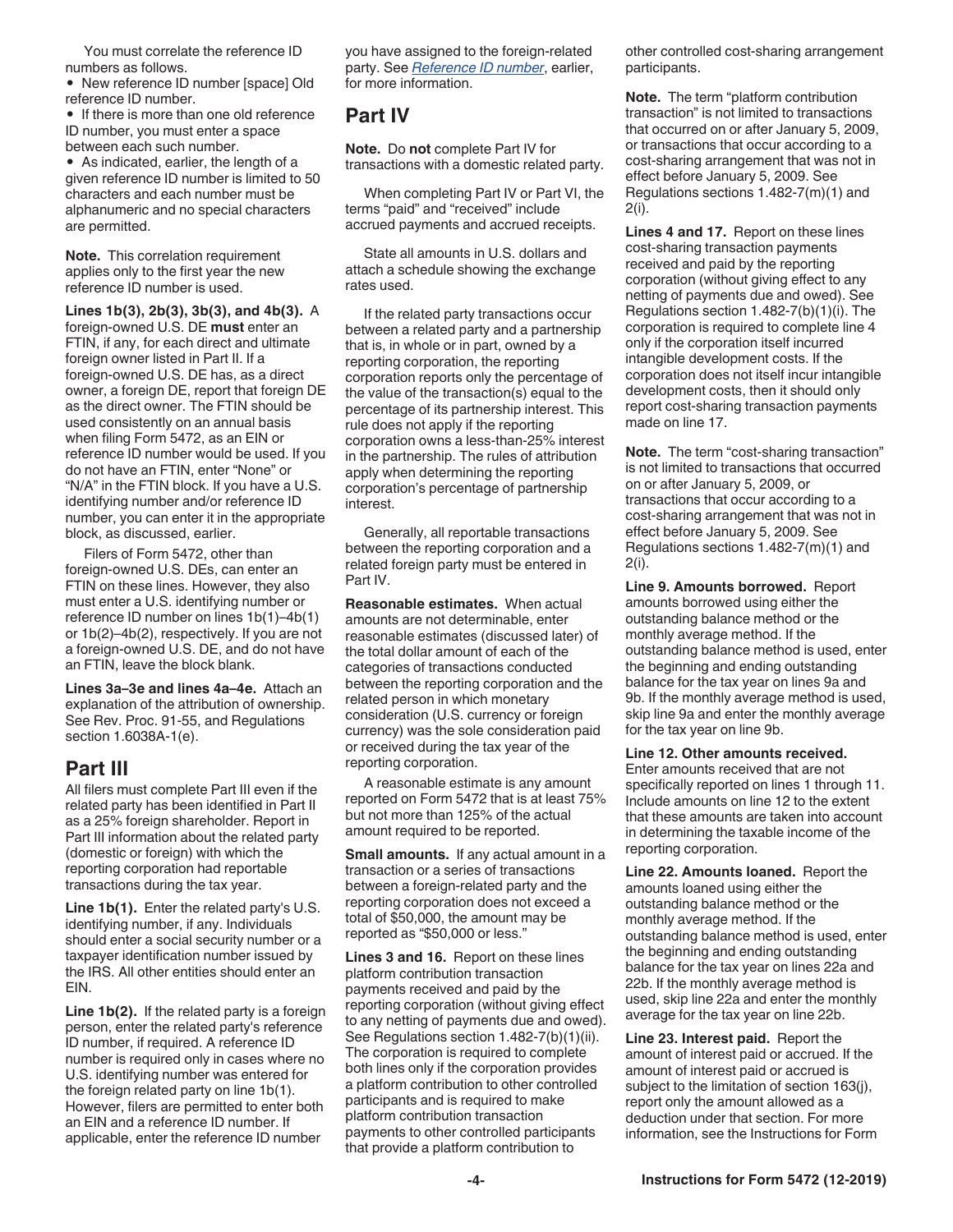You must correlate the reference ID numbers as follows.

- New reference ID number [space] Old reference ID number.
- If there is more than one old reference ID number, you must enter a space between each such number.
- As indicated, earlier, the length of a given reference ID number is limited to 50 characters and each number must be alphanumeric and no special characters are permitted.

**Note.** This correlation requirement applies only to the first year the new reference ID number is used.

**Lines 1b(3), 2b(3), 3b(3), and 4b(3).** A foreign-owned U.S. DE **must** enter an FTIN, if any, for each direct and ultimate foreign owner listed in Part II. If a foreign-owned U.S. DE has, as a direct owner, a foreign DE, report that foreign DE as the direct owner. The FTIN should be used consistently on an annual basis when filing Form 5472, as an EIN or reference ID number would be used. If you do not have an FTIN, enter "None" or "N/A" in the FTIN block. If you have a U.S. identifying number and/or reference ID number, you can enter it in the appropriate block, as discussed, earlier.

Filers of Form 5472, other than foreign-owned U.S. DEs, can enter an FTIN on these lines. However, they also must enter a U.S. identifying number or reference ID number on lines 1b(1)–4b(1) or 1b(2)–4b(2), respectively. If you are not a foreign-owned U.S. DE, and do not have an FTIN, leave the block blank.

**Lines 3a–3e and lines 4a–4e.** Attach an explanation of the attribution of ownership. See Rev. Proc. 91-55, and Regulations section 1.6038A-1(e).

## Part III

All filers must complete Part III even if the related party has been identified in Part II as a 25% foreign shareholder. Report in Part III information about the related party (domestic or foreign) with which the reporting corporation had reportable transactions during the tax year.

**Line 1b(1).** Enter the related party's U.S. identifying number, if any. Individuals should enter a social security number or a taxpayer identification number issued by the IRS. All other entities should enter an EIN.

**Line 1b(2).** If the related party is a foreign person, enter the related party's reference ID number, if required. A reference ID number is required only in cases where no U.S. identifying number was entered for the foreign related party on line 1b(1). However, filers are permitted to enter both an EIN and a reference ID number. If applicable, enter the reference ID number you have assigned to the foreign-related party. See *Reference ID number*, earlier, for more information.

## Part IV

**Note.** Do **not** complete Part IV for transactions with a domestic related party.

When completing Part IV or Part VI, the terms "paid" and "received" include accrued payments and accrued receipts.

State all amounts in U.S. dollars and attach a schedule showing the exchange rates used.

If the related party transactions occur between a related party and a partnership that is, in whole or in part, owned by a reporting corporation, the reporting corporation reports only the percentage of the value of the transaction(s) equal to the percentage of its partnership interest. This rule does not apply if the reporting corporation owns a less-than-25% interest in the partnership. The rules of attribution apply when determining the reporting corporation's percentage of partnership interest.

Generally, all reportable transactions between the reporting corporation and a related foreign party must be entered in Part IV.

**Reasonable estimates.** When actual amounts are not determinable, enter reasonable estimates (discussed later) of the total dollar amount of each of the categories of transactions conducted between the reporting corporation and the related person in which monetary consideration (U.S. currency or foreign currency) was the sole consideration paid or received during the tax year of the reporting corporation.

A reasonable estimate is any amount reported on Form 5472 that is at least 75% but not more than 125% of the actual amount required to be reported.

**Small amounts.** If any actual amount in a transaction or a series of transactions between a foreign-related party and the reporting corporation does not exceed a total of $50,000, the amount may be reported as "$50,000 or less."

**Lines 3 and 16.** Report on these lines platform contribution transaction payments received and paid by the reporting corporation (without giving effect to any netting of payments due and owed). See Regulations section 1.482-7(b)(1)(ii). The corporation is required to complete both lines only if the corporation provides a platform contribution to other controlled participants and is required to make platform contribution transaction payments to other controlled participants that provide a platform contribution to other controlled cost-sharing arrangement participants.

**Note.** The term "platform contribution transaction" is not limited to transactions that occurred on or after January 5, 2009, or transactions that occur according to a cost-sharing arrangement that was not in effect before January 5, 2009. See Regulations sections 1.482-7(m)(1) and 2(i).

**Lines 4 and 17.** Report on these lines cost-sharing transaction payments received and paid by the reporting corporation (without giving effect to any netting of payments due and owed). See Regulations section 1.482-7(b)(1)(i). The corporation is required to complete line 4 only if the corporation itself incurred intangible development costs. If the corporation does not itself incur intangible development costs, then it should only report cost-sharing transaction payments made on line 17.

**Note.** The term "cost-sharing transaction" is not limited to transactions that occurred on or after January 5, 2009, or transactions that occur according to a cost-sharing arrangement that was not in effect before January 5, 2009. See Regulations sections 1.482-7(m)(1) and 2(i).

**Line 9. Amounts borrowed.** Report amounts borrowed using either the outstanding balance method or the monthly average method. If the outstanding balance method is used, enter the beginning and ending outstanding balance for the tax year on lines 9a and 9b. If the monthly average method is used, skip line 9a and enter the monthly average for the tax year on line 9b.

**Line 12. Other amounts received.** Enter amounts received that are not specifically reported on lines 1 through 11. Include amounts on line 12 to the extent that these amounts are taken into account in determining the taxable income of the reporting corporation.

**Line 22. Amounts loaned.** Report the amounts loaned using either the outstanding balance method or the monthly average method. If the outstanding balance method is used, enter the beginning and ending outstanding balance for the tax year on lines 22a and 22b. If the monthly average method is used, skip line 22a and enter the monthly average for the tax year on line 22b.

**Line 23. Interest paid.** Report the amount of interest paid or accrued. If the amount of interest paid or accrued is subject to the limitation of section 163(j), report only the amount allowed as a deduction under that section. For more information, see the Instructions for Form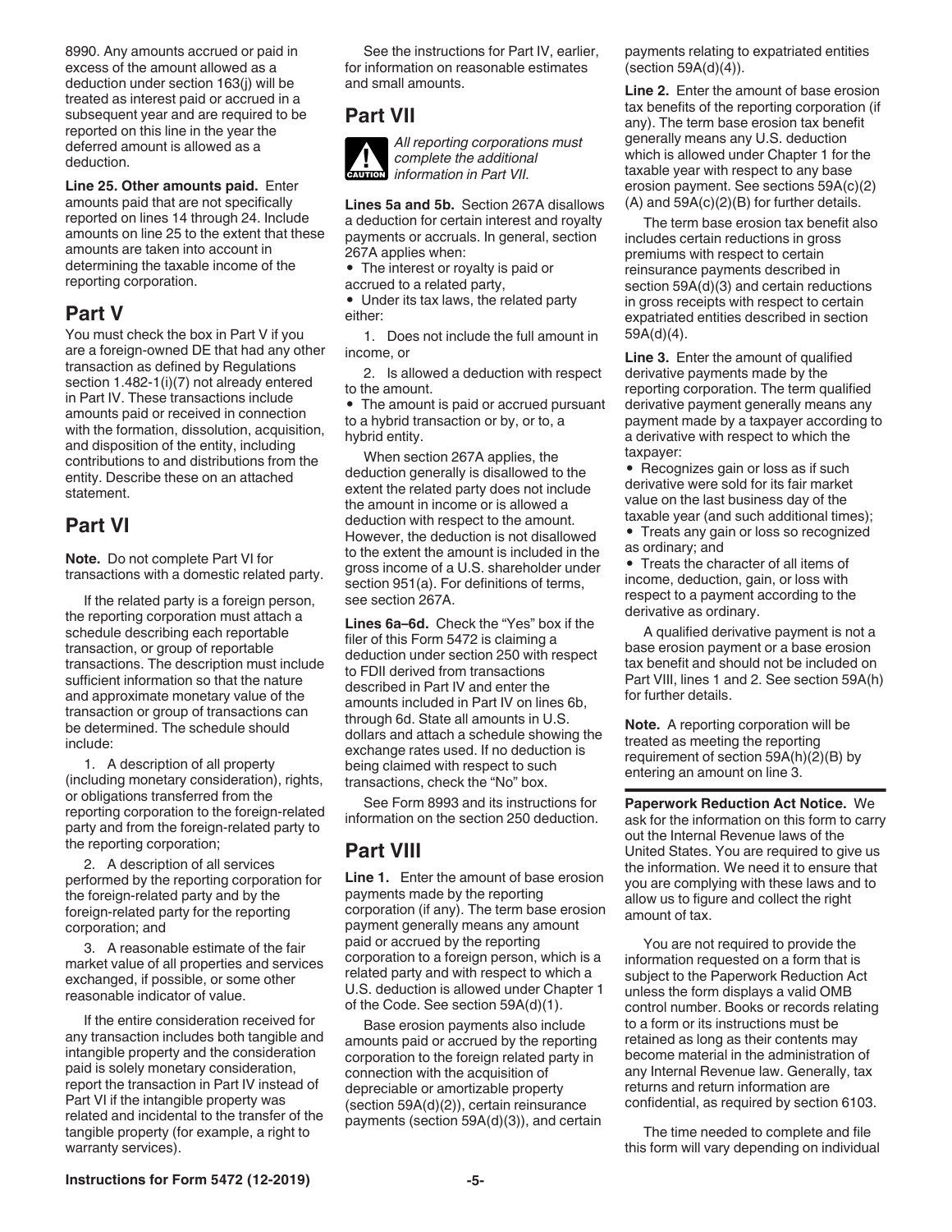8990. Any amounts accrued or paid in excess of the amount allowed as a deduction under section 163(j) will be treated as interest paid or accrued in a subsequent year and are required to be reported on this line in the year the deferred amount is allowed as a deduction.

**Line 25. Other amounts paid.** Enter amounts paid that are not specifically reported on lines 14 through 24. Include amounts on line 25 to the extent that these amounts are taken into account in determining the taxable income of the reporting corporation.

## Part V

You must check the box in Part V if you are a foreign-owned DE that had any other transaction as defined by Regulations section 1.482-1(i)(7) not already entered in Part IV. These transactions include amounts paid or received in connection with the formation, dissolution, acquisition, and disposition of the entity, including contributions to and distributions from the entity. Describe these on an attached statement.

## Part VI

**Note.** Do not complete Part VI for transactions with a domestic related party.

If the related party is a foreign person, the reporting corporation must attach a schedule describing each reportable transaction, or group of reportable transactions. The description must include sufficient information so that the nature and approximate monetary value of the transaction or group of transactions can be determined. The schedule should include:

1. A description of all property (including monetary consideration), rights, or obligations transferred from the reporting corporation to the foreign-related party and from the foreign-related party to the reporting corporation;

2. A description of all services performed by the reporting corporation for the foreign-related party and by the foreign-related party for the reporting corporation; and

3. A reasonable estimate of the fair market value of all properties and services exchanged, if possible, or some other reasonable indicator of value.

If the entire consideration received for any transaction includes both tangible and intangible property and the consideration paid is solely monetary consideration, report the transaction in Part IV instead of Part VI if the intangible property was related and incidental to the transfer of the tangible property (for example, a right to warranty services).

See the instructions for Part IV, earlier, for information on reasonable estimates and small amounts.

## Part VII

**CAUTION** *All reporting corporations must complete the additional information in Part VII.*

**Lines 5a and 5b.** Section 267A disallows a deduction for certain interest and royalty payments or accruals. In general, section 267A applies when:

- The interest or royalty is paid or accrued to a related party,
- Under its tax laws, the related party either:

  1. Does not include the full amount in income, or

  2. Is allowed a deduction with respect to the amount.

- The amount is paid or accrued pursuant to a hybrid transaction or by, or to, a hybrid entity.

When section 267A applies, the deduction generally is disallowed to the extent the related party does not include the amount in income or is allowed a deduction with respect to the amount. However, the deduction is not disallowed to the extent the amount is included in the gross income of a U.S. shareholder under section 951(a). For definitions of terms, see section 267A.

**Lines 6a–6d.** Check the "Yes" box if the filer of this Form 5472 is claiming a deduction under section 250 with respect to FDII derived from transactions described in Part IV and enter the amounts included in Part IV on lines 6b, through 6d. State all amounts in U.S. dollars and attach a schedule showing the exchange rates used. If no deduction is being claimed with respect to such transactions, check the "No" box.

See Form 8993 and its instructions for information on the section 250 deduction.

## Part VIII

**Line 1.** Enter the amount of base erosion payments made by the reporting corporation (if any). The term base erosion payment generally means any amount paid or accrued by the reporting corporation to a foreign person, which is a related party and with respect to which a U.S. deduction is allowed under Chapter 1 of the Code. See section 59A(d)(1).

Base erosion payments also include amounts paid or accrued by the reporting corporation to the foreign related party in connection with the acquisition of depreciable or amortizable property (section 59A(d)(2)), certain reinsurance payments (section 59A(d)(3)), and certain payments relating to expatriated entities (section 59A(d)(4)).

**Line 2.** Enter the amount of base erosion tax benefits of the reporting corporation (if any). The term base erosion tax benefit generally means any U.S. deduction which is allowed under Chapter 1 for the taxable year with respect to any base erosion payment. See sections 59A(c)(2)(A) and 59A(c)(2)(B) for further details.

The term base erosion tax benefit also includes certain reductions in gross premiums with respect to certain reinsurance payments described in section 59A(d)(3) and certain reductions in gross receipts with respect to certain expatriated entities described in section 59A(d)(4).

**Line 3.** Enter the amount of qualified derivative payments made by the reporting corporation. The term qualified derivative payment generally means any payment made by a taxpayer according to a derivative with respect to which the taxpayer:

- Recognizes gain or loss as if such derivative were sold for its fair market value on the last business day of the taxable year (and such additional times);
- Treats any gain or loss so recognized as ordinary; and
- Treats the character of all items of income, deduction, gain, or loss with respect to a payment according to the derivative as ordinary.

A qualified derivative payment is not a base erosion payment or a base erosion tax benefit and should not be included on Part VIII, lines 1 and 2. See section 59A(h) for further details.

**Note.** A reporting corporation will be treated as meeting the reporting requirement of section 59A(h)(2)(B) by entering an amount on line 3.

**Paperwork Reduction Act Notice.** We ask for the information on this form to carry out the Internal Revenue laws of the United States. You are required to give us the information. We need it to ensure that you are complying with these laws and to allow us to figure and collect the right amount of tax.

You are not required to provide the information requested on a form that is subject to the Paperwork Reduction Act unless the form displays a valid OMB control number. Books or records relating to a form or its instructions must be retained as long as their contents may become material in the administration of any Internal Revenue law. Generally, tax returns and return information are confidential, as required by section 6103.

The time needed to complete and file this form will vary depending on individual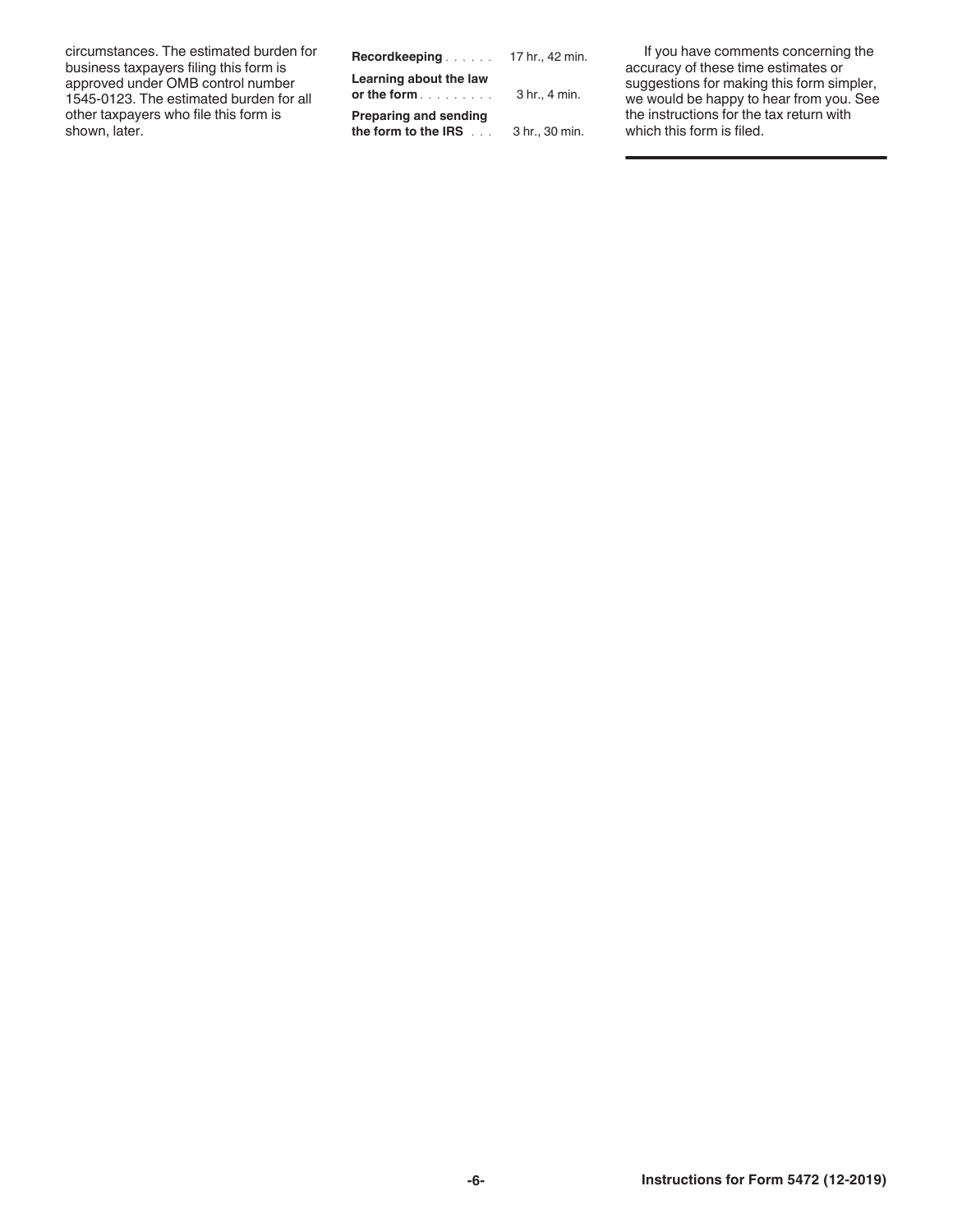circumstances. The estimated burden for business taxpayers filing this form is approved under OMB control number 1545-0123. The estimated burden for all other taxpayers who file this form is shown, later.

| | |
|---|---|
| **Recordkeeping** | 17 hr., 42 min. |
| **Learning about the law or the form** | 3 hr., 4 min. |
| **Preparing and sending the form to the IRS** | 3 hr., 30 min. |

If you have comments concerning the accuracy of these time estimates or suggestions for making this form simpler, we would be happy to hear from you. See the instructions for the tax return with which this form is filed.